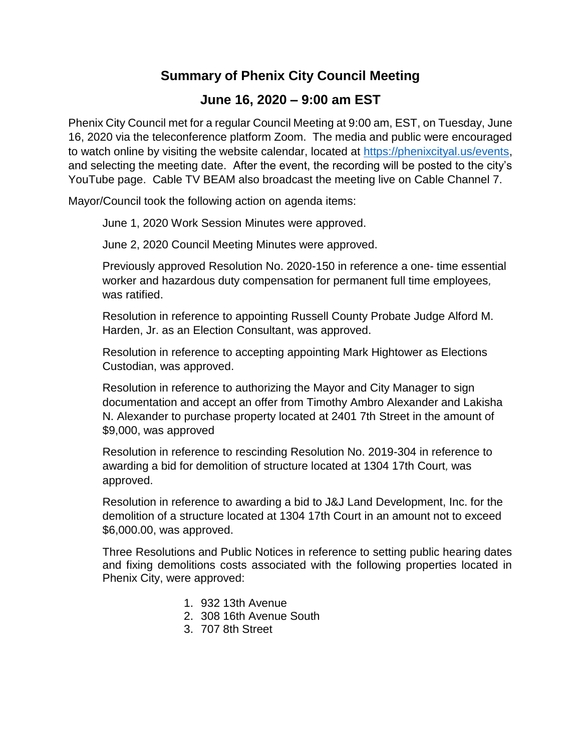# Summary of Phenix City Council Meeting

## June 16, 2020 – 9:00 am EST

Phenix City Council met for a regular Council Meeting at 9:00 am, EST, on Tuesday, June 16, 2020 via the teleconference platform Zoom. The media and public were encouraged to watch online by visiting the website calendar, located at https://phenixcityal.us/events, and selecting the meeting date. After the event, the recording will be posted to the city's YouTube page. Cable TV BEAM also broadcast the meeting live on Cable Channel 7.

Mayor/Council took the following action on agenda items:

June 1, 2020 Work Session Minutes were approved.

June 2, 2020 Council Meeting Minutes were approved.

Previously approved Resolution No. 2020-150 in reference a one- time essential worker and hazardous duty compensation for permanent full time employees, was ratified.

Resolution in reference to appointing Russell County Probate Judge Alford M. Harden, Jr. as an Election Consultant, was approved.

Resolution in reference to accepting appointing Mark Hightower as Elections Custodian, was approved.

Resolution in reference to authorizing the Mayor and City Manager to sign documentation and accept an offer from Timothy Ambro Alexander and Lakisha N. Alexander to purchase property located at 2401 7th Street in the amount of $9,000, was approved

Resolution in reference to rescinding Resolution No. 2019-304 in reference to awarding a bid for demolition of structure located at 1304 17th Court, was approved.

Resolution in reference to awarding a bid to J&J Land Development, Inc. for the demolition of a structure located at 1304 17th Court in an amount not to exceed $6,000.00, was approved.

Three Resolutions and Public Notices in reference to setting public hearing dates and fixing demolitions costs associated with the following properties located in Phenix City, were approved:

1. 932 13th Avenue
2. 308 16th Avenue South
3. 707 8th Street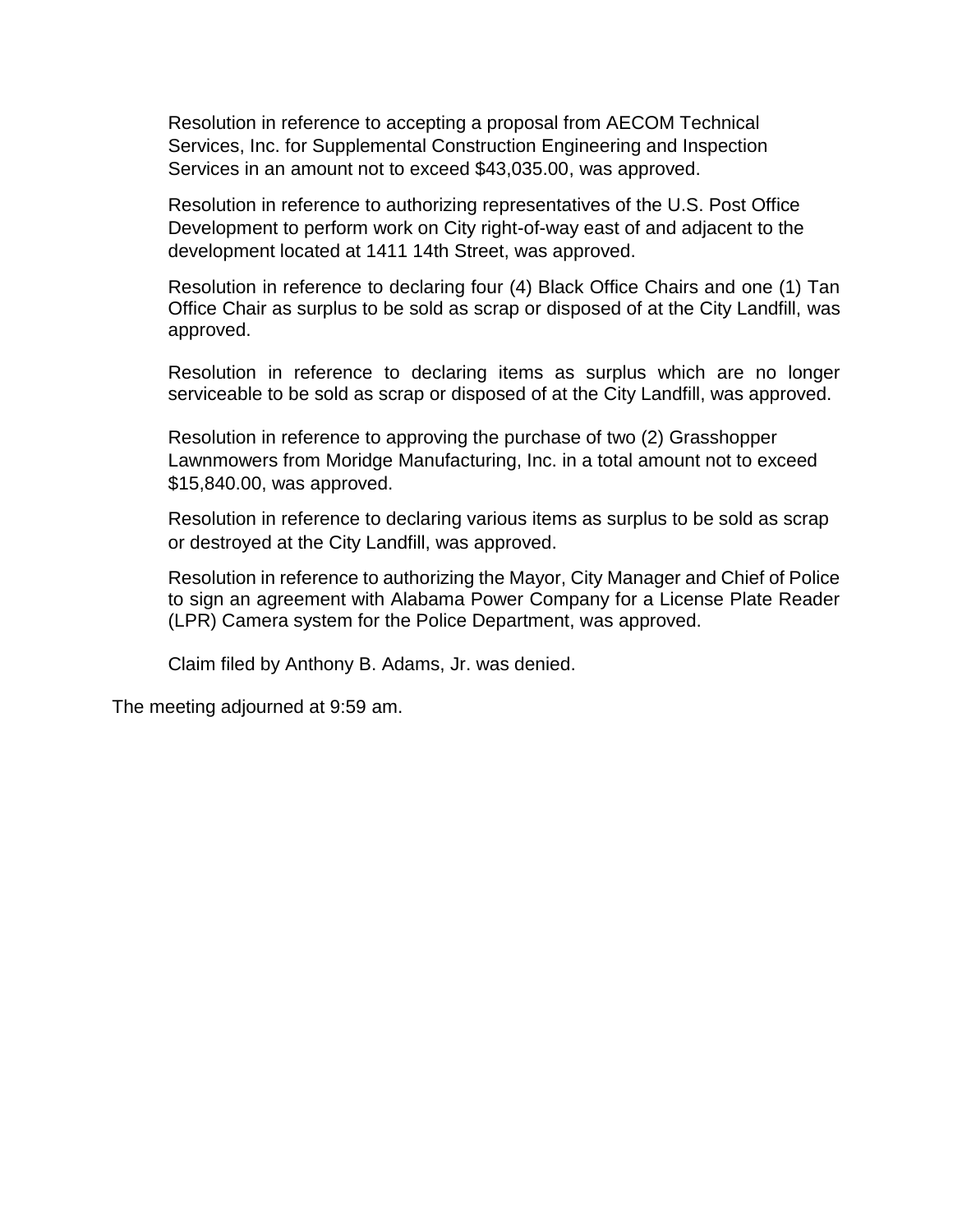Resolution in reference to accepting a proposal from AECOM Technical Services, Inc. for Supplemental Construction Engineering and Inspection Services in an amount not to exceed $43,035.00, was approved.

Resolution in reference to authorizing representatives of the U.S. Post Office Development to perform work on City right-of-way east of and adjacent to the development located at 1411 14th Street, was approved.

Resolution in reference to declaring four (4) Black Office Chairs and one (1) Tan Office Chair as surplus to be sold as scrap or disposed of at the City Landfill, was approved.

Resolution in reference to declaring items as surplus which are no longer serviceable to be sold as scrap or disposed of at the City Landfill, was approved.

Resolution in reference to approving the purchase of two (2) Grasshopper Lawnmowers from Moridge Manufacturing, Inc. in a total amount not to exceed $15,840.00, was approved.

Resolution in reference to declaring various items as surplus to be sold as scrap or destroyed at the City Landfill, was approved.

Resolution in reference to authorizing the Mayor, City Manager and Chief of Police to sign an agreement with Alabama Power Company for a License Plate Reader (LPR) Camera system for the Police Department, was approved.

Claim filed by Anthony B. Adams, Jr. was denied.

The meeting adjourned at 9:59 am.